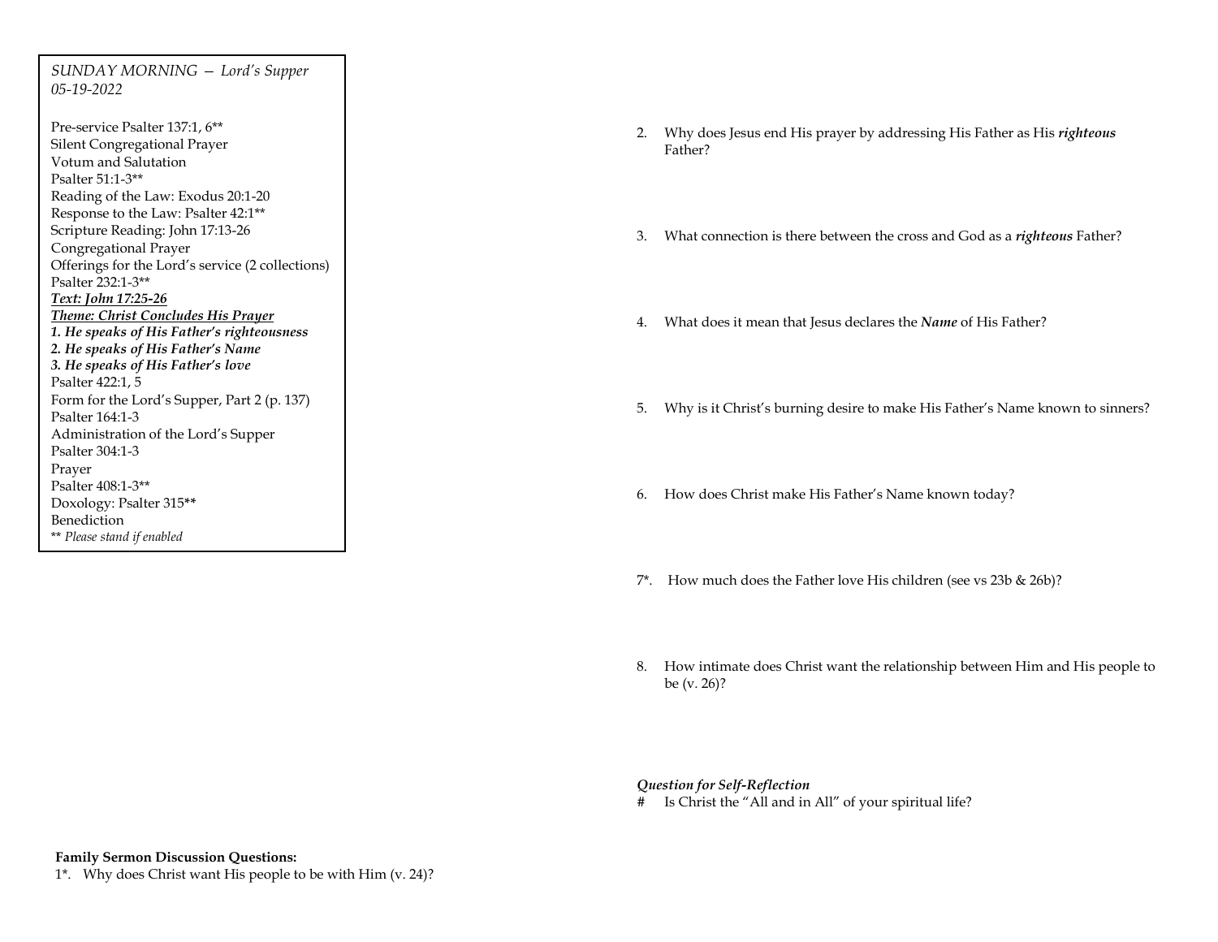*SUNDAY MORNING — Lord's Supper*
*05-19-2022*

Pre-service Psalter 137:1, 6**
Silent Congregational Prayer
Votum and Salutation
Psalter 51:1-3**
Reading of the Law: Exodus 20:1-20
Response to the Law: Psalter 42:1**
Scripture Reading: John 17:13-26
Congregational Prayer
Offerings for the Lord's service (2 collections)
Psalter 232:1-3**
***Text: John 17:25-26***
***Theme: Christ Concludes His Prayer***
***1. He speaks of His Father's righteousness***
***2. He speaks of His Father's Name***
***3. He speaks of His Father's love***
Psalter 422:1, 5
Form for the Lord's Supper, Part 2 (p. 137)
Psalter 164:1-3
Administration of the Lord's Supper
Psalter 304:1-3
Prayer
Psalter 408:1-3**
Doxology: Psalter 315**
Benediction
*** Please stand if enabled*

**Family Sermon Discussion Questions:**

1*. Why does Christ want His people to be with Him (v. 24)?

2. Why does Jesus end His prayer by addressing His Father as His ***righteous*** Father?

3. What connection is there between the cross and God as a ***righteous*** Father?

4. What does it mean that Jesus declares the ***Name*** of His Father?

5. Why is it Christ's burning desire to make His Father's Name known to sinners?

6. How does Christ make His Father's Name known today?

7*. How much does the Father love His children (see vs 23b & 26b)?

8. How intimate does Christ want the relationship between Him and His people to be (v. 26)?

***Question for Self-Reflection***

# Is Christ the "All and in All" of your spiritual life?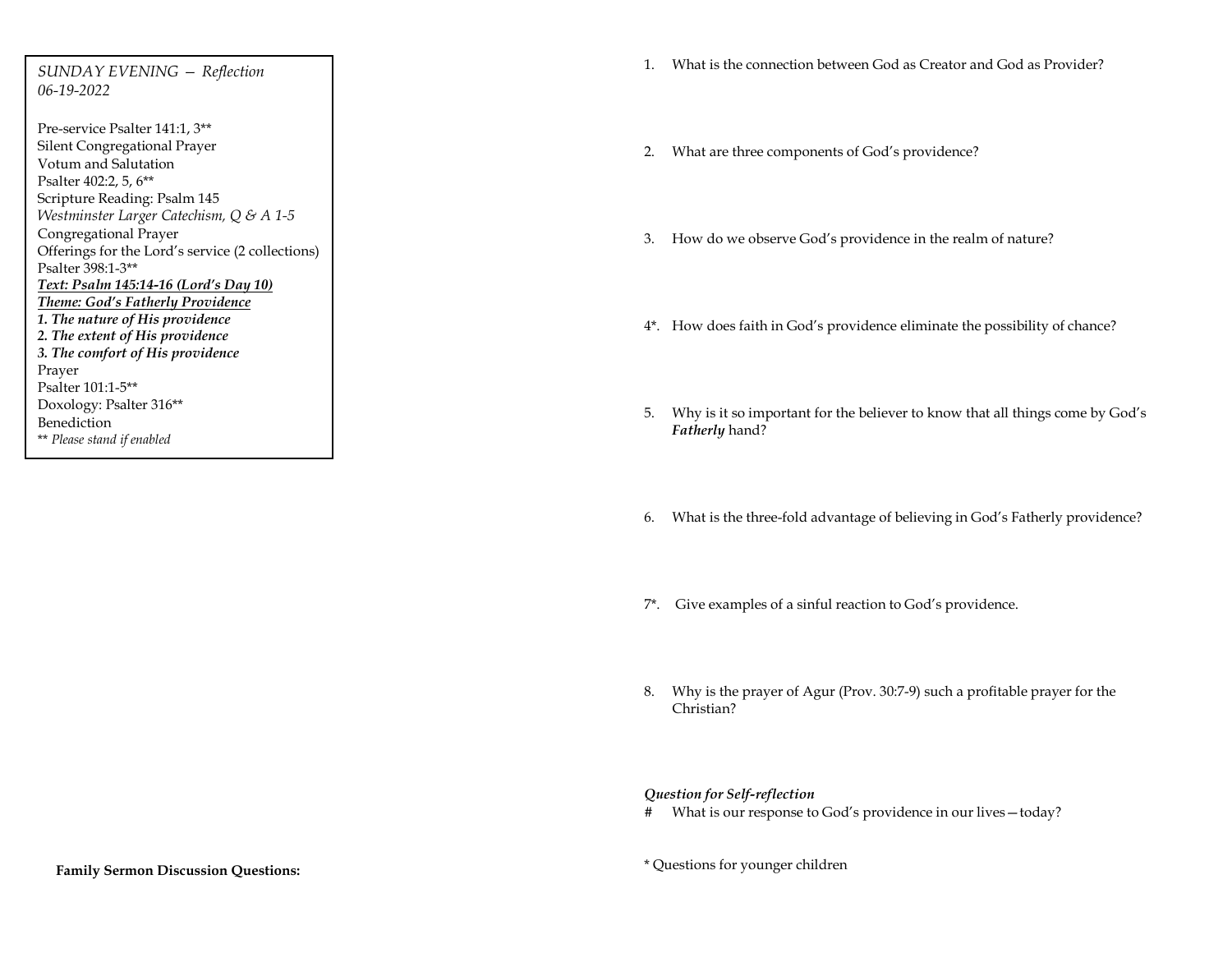*SUNDAY EVENING — Reflection*
*06-19-2022*

Pre-service Psalter 141:1, 3**
Silent Congregational Prayer
Votum and Salutation
Psalter 402:2, 5, 6**
Scripture Reading: Psalm 145
*Westminster Larger Catechism, Q & A 1-5*
Congregational Prayer
Offerings for the Lord's service (2 collections)
Psalter 398:1-3**
***Text: Psalm 145:14-16 (Lord's Day 10)***
***Theme: God's Fatherly Providence***
***1. The nature of His providence***
***2. The extent of His providence***
***3. The comfort of His providence***
Prayer
Psalter 101:1-5**
Doxology: Psalter 316**
Benediction
*** Please stand if enabled*

**Family Sermon Discussion Questions:**

1. What is the connection between God as Creator and God as Provider?

2. What are three components of God's providence?

3. How do we observe God's providence in the realm of nature?

4*. How does faith in God's providence eliminate the possibility of chance?

5. Why is it so important for the believer to know that all things come by God's ***Fatherly*** hand?

6. What is the three-fold advantage of believing in God's Fatherly providence?

7*. Give examples of a sinful reaction to God's providence.

8. Why is the prayer of Agur (Prov. 30:7-9) such a profitable prayer for the Christian?

***Question for Self-reflection***

\# What is our response to God's providence in our lives—today?

\* Questions for younger children